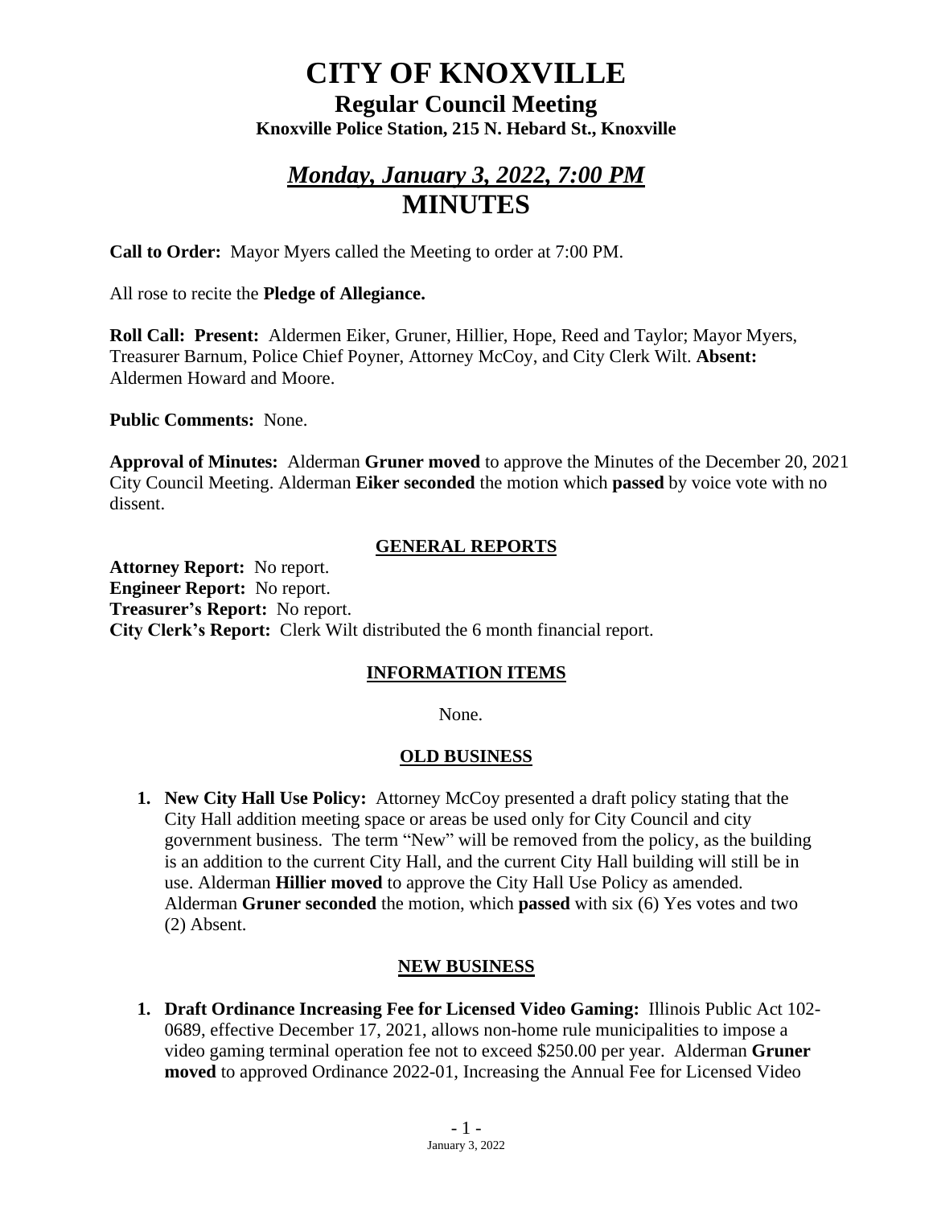# CITY OF KNOXVILLE

## Regular Council Meeting

### Knoxville Police Station, 215 N. Hebard St., Knoxville

## *Monday, January 3, 2022, 7:00 PM*

# MINUTES

**Call to Order:** Mayor Myers called the Meeting to order at 7:00 PM.

All rose to recite the **Pledge of Allegiance.**

**Roll Call: Present:** Aldermen Eiker, Gruner, Hillier, Hope, Reed and Taylor; Mayor Myers, Treasurer Barnum, Police Chief Poyner, Attorney McCoy, and City Clerk Wilt. **Absent:** Aldermen Howard and Moore.

**Public Comments:** None.

**Approval of Minutes:** Alderman **Gruner moved** to approve the Minutes of the December 20, 2021 City Council Meeting. Alderman **Eiker seconded** the motion which **passed** by voice vote with no dissent.

## GENERAL REPORTS

**Attorney Report:** No report.
**Engineer Report:** No report.
**Treasurer's Report:** No report.
**City Clerk's Report:** Clerk Wilt distributed the 6 month financial report.

## INFORMATION ITEMS

None.

## OLD BUSINESS

1. **New City Hall Use Policy:** Attorney McCoy presented a draft policy stating that the City Hall addition meeting space or areas be used only for City Council and city government business. The term "New" will be removed from the policy, as the building is an addition to the current City Hall, and the current City Hall building will still be in use. Alderman **Hillier moved** to approve the City Hall Use Policy as amended. Alderman **Gruner seconded** the motion, which **passed** with six (6) Yes votes and two (2) Absent.

## NEW BUSINESS

1. **Draft Ordinance Increasing Fee for Licensed Video Gaming:** Illinois Public Act 102-0689, effective December 17, 2021, allows non-home rule municipalities to impose a video gaming terminal operation fee not to exceed $250.00 per year. Alderman **Gruner moved** to approved Ordinance 2022-01, Increasing the Annual Fee for Licensed Video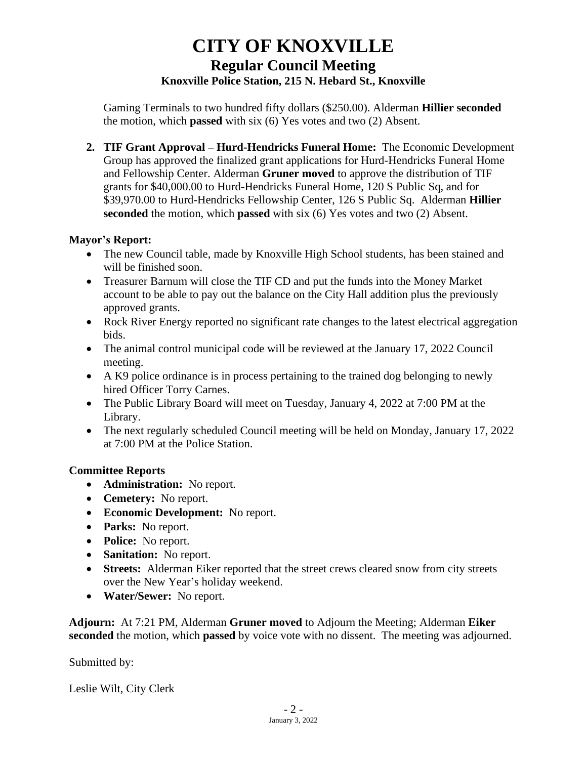Gaming Terminals to two hundred fifty dollars ($250.00). Alderman **Hillier seconded** the motion, which **passed** with six (6) Yes votes and two (2) Absent.

2. **TIF Grant Approval – Hurd-Hendricks Funeral Home:** The Economic Development Group has approved the finalized grant applications for Hurd-Hendricks Funeral Home and Fellowship Center. Alderman **Gruner moved** to approve the distribution of TIF grants for $40,000.00 to Hurd-Hendricks Funeral Home, 120 S Public Sq, and for $39,970.00 to Hurd-Hendricks Fellowship Center, 126 S Public Sq. Alderman **Hillier seconded** the motion, which **passed** with six (6) Yes votes and two (2) Absent.

**Mayor's Report:**

- The new Council table, made by Knoxville High School students, has been stained and will be finished soon.
- Treasurer Barnum will close the TIF CD and put the funds into the Money Market account to be able to pay out the balance on the City Hall addition plus the previously approved grants.
- Rock River Energy reported no significant rate changes to the latest electrical aggregation bids.
- The animal control municipal code will be reviewed at the January 17, 2022 Council meeting.
- A K9 police ordinance is in process pertaining to the trained dog belonging to newly hired Officer Torry Carnes.
- The Public Library Board will meet on Tuesday, January 4, 2022 at 7:00 PM at the Library.
- The next regularly scheduled Council meeting will be held on Monday, January 17, 2022 at 7:00 PM at the Police Station.

**Committee Reports**

- **Administration:** No report.
- **Cemetery:** No report.
- **Economic Development:** No report.
- **Parks:** No report.
- **Police:** No report.
- **Sanitation:** No report.
- **Streets:** Alderman Eiker reported that the street crews cleared snow from city streets over the New Year's holiday weekend.
- **Water/Sewer:** No report.

**Adjourn:** At 7:21 PM, Alderman **Gruner moved** to Adjourn the Meeting; Alderman **Eiker seconded** the motion, which **passed** by voice vote with no dissent. The meeting was adjourned.

Submitted by:

Leslie Wilt, City Clerk